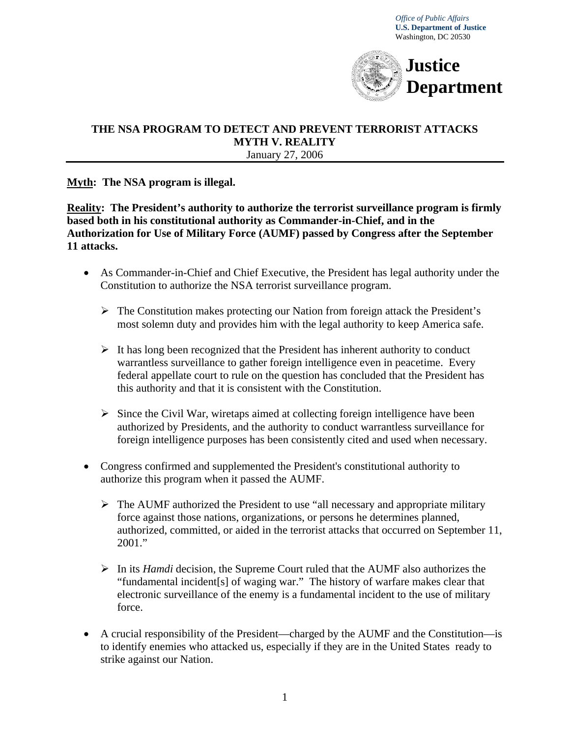*Office of Public Affairs*
**U.S. Department of Justice**
Washington, DC 20530

**Justice Department**

# THE NSA PROGRAM TO DETECT AND PREVENT TERRORIST ATTACKS
## MYTH V. REALITY

January 27, 2006

**Myth: The NSA program is illegal.**

**Reality: The President's authority to authorize the terrorist surveillance program is firmly based both in his constitutional authority as Commander-in-Chief, and in the Authorization for Use of Military Force (AUMF) passed by Congress after the September 11 attacks.**

- As Commander-in-Chief and Chief Executive, the President has legal authority under the Constitution to authorize the NSA terrorist surveillance program.
  - The Constitution makes protecting our Nation from foreign attack the President's most solemn duty and provides him with the legal authority to keep America safe.
  - It has long been recognized that the President has inherent authority to conduct warrantless surveillance to gather foreign intelligence even in peacetime. Every federal appellate court to rule on the question has concluded that the President has this authority and that it is consistent with the Constitution.
  - Since the Civil War, wiretaps aimed at collecting foreign intelligence have been authorized by Presidents, and the authority to conduct warrantless surveillance for foreign intelligence purposes has been consistently cited and used when necessary.
- Congress confirmed and supplemented the President's constitutional authority to authorize this program when it passed the AUMF.
  - The AUMF authorized the President to use "all necessary and appropriate military force against those nations, organizations, or persons he determines planned, authorized, committed, or aided in the terrorist attacks that occurred on September 11, 2001."
  - In its *Hamdi* decision, the Supreme Court ruled that the AUMF also authorizes the "fundamental incident[s] of waging war." The history of warfare makes clear that electronic surveillance of the enemy is a fundamental incident to the use of military force.
- A crucial responsibility of the President—charged by the AUMF and the Constitution—is to identify enemies who attacked us, especially if they are in the United States ready to strike against our Nation.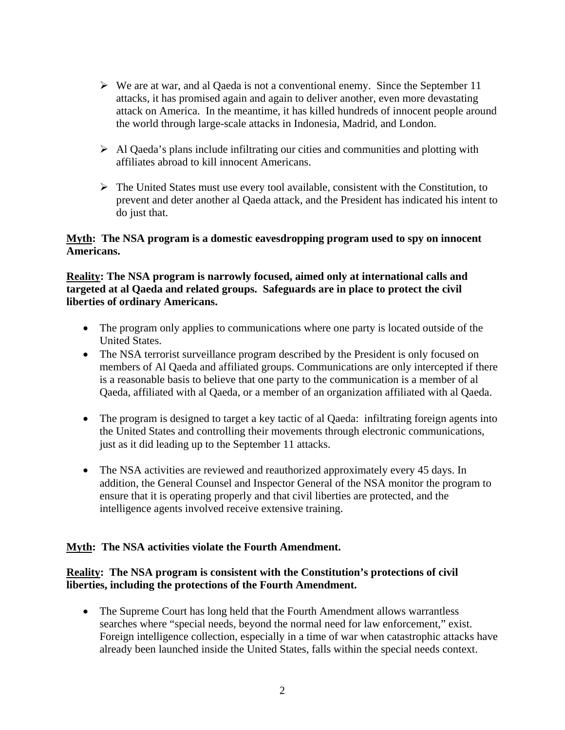- We are at war, and al Qaeda is not a conventional enemy. Since the September 11 attacks, it has promised again and again to deliver another, even more devastating attack on America. In the meantime, it has killed hundreds of innocent people around the world through large-scale attacks in Indonesia, Madrid, and London.

- Al Qaeda's plans include infiltrating our cities and communities and plotting with affiliates abroad to kill innocent Americans.

- The United States must use every tool available, consistent with the Constitution, to prevent and deter another al Qaeda attack, and the President has indicated his intent to do just that.

**<u>Myth</u>: The NSA program is a domestic eavesdropping program used to spy on innocent Americans.**

**<u>Reality</u>: The NSA program is narrowly focused, aimed only at international calls and targeted at al Qaeda and related groups. Safeguards are in place to protect the civil liberties of ordinary Americans.**

- The program only applies to communications where one party is located outside of the United States.
- The NSA terrorist surveillance program described by the President is only focused on members of Al Qaeda and affiliated groups. Communications are only intercepted if there is a reasonable basis to believe that one party to the communication is a member of al Qaeda, affiliated with al Qaeda, or a member of an organization affiliated with al Qaeda.

- The program is designed to target a key tactic of al Qaeda: infiltrating foreign agents into the United States and controlling their movements through electronic communications, just as it did leading up to the September 11 attacks.

- The NSA activities are reviewed and reauthorized approximately every 45 days. In addition, the General Counsel and Inspector General of the NSA monitor the program to ensure that it is operating properly and that civil liberties are protected, and the intelligence agents involved receive extensive training.

**<u>Myth</u>: The NSA activities violate the Fourth Amendment.**

**<u>Reality</u>: The NSA program is consistent with the Constitution's protections of civil liberties, including the protections of the Fourth Amendment.**

- The Supreme Court has long held that the Fourth Amendment allows warrantless searches where "special needs, beyond the normal need for law enforcement," exist. Foreign intelligence collection, especially in a time of war when catastrophic attacks have already been launched inside the United States, falls within the special needs context.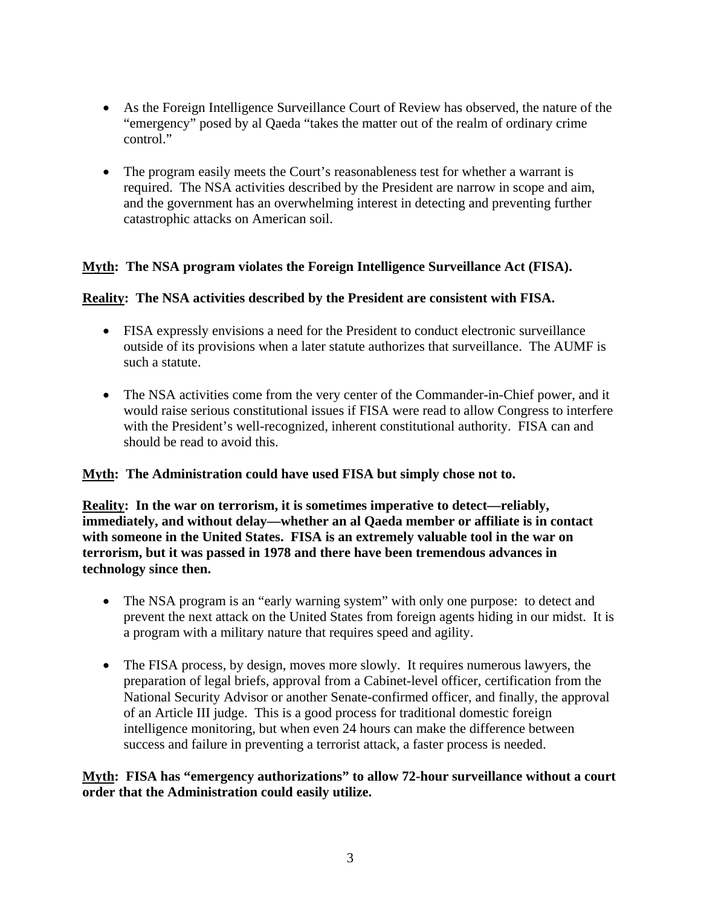- As the Foreign Intelligence Surveillance Court of Review has observed, the nature of the "emergency" posed by al Qaeda "takes the matter out of the realm of ordinary crime control."

- The program easily meets the Court's reasonableness test for whether a warrant is required. The NSA activities described by the President are narrow in scope and aim, and the government has an overwhelming interest in detecting and preventing further catastrophic attacks on American soil.

**<u>Myth</u>: The NSA program violates the Foreign Intelligence Surveillance Act (FISA).**

**<u>Reality</u>: The NSA activities described by the President are consistent with FISA.**

- FISA expressly envisions a need for the President to conduct electronic surveillance outside of its provisions when a later statute authorizes that surveillance. The AUMF is such a statute.

- The NSA activities come from the very center of the Commander-in-Chief power, and it would raise serious constitutional issues if FISA were read to allow Congress to interfere with the President's well-recognized, inherent constitutional authority. FISA can and should be read to avoid this.

**<u>Myth</u>: The Administration could have used FISA but simply chose not to.**

**<u>Reality</u>: In the war on terrorism, it is sometimes imperative to detect—reliably, immediately, and without delay—whether an al Qaeda member or affiliate is in contact with someone in the United States. FISA is an extremely valuable tool in the war on terrorism, but it was passed in 1978 and there have been tremendous advances in technology since then.**

- The NSA program is an "early warning system" with only one purpose: to detect and prevent the next attack on the United States from foreign agents hiding in our midst. It is a program with a military nature that requires speed and agility.

- The FISA process, by design, moves more slowly. It requires numerous lawyers, the preparation of legal briefs, approval from a Cabinet-level officer, certification from the National Security Advisor or another Senate-confirmed officer, and finally, the approval of an Article III judge. This is a good process for traditional domestic foreign intelligence monitoring, but when even 24 hours can make the difference between success and failure in preventing a terrorist attack, a faster process is needed.

**<u>Myth</u>: FISA has "emergency authorizations" to allow 72-hour surveillance without a court order that the Administration could easily utilize.**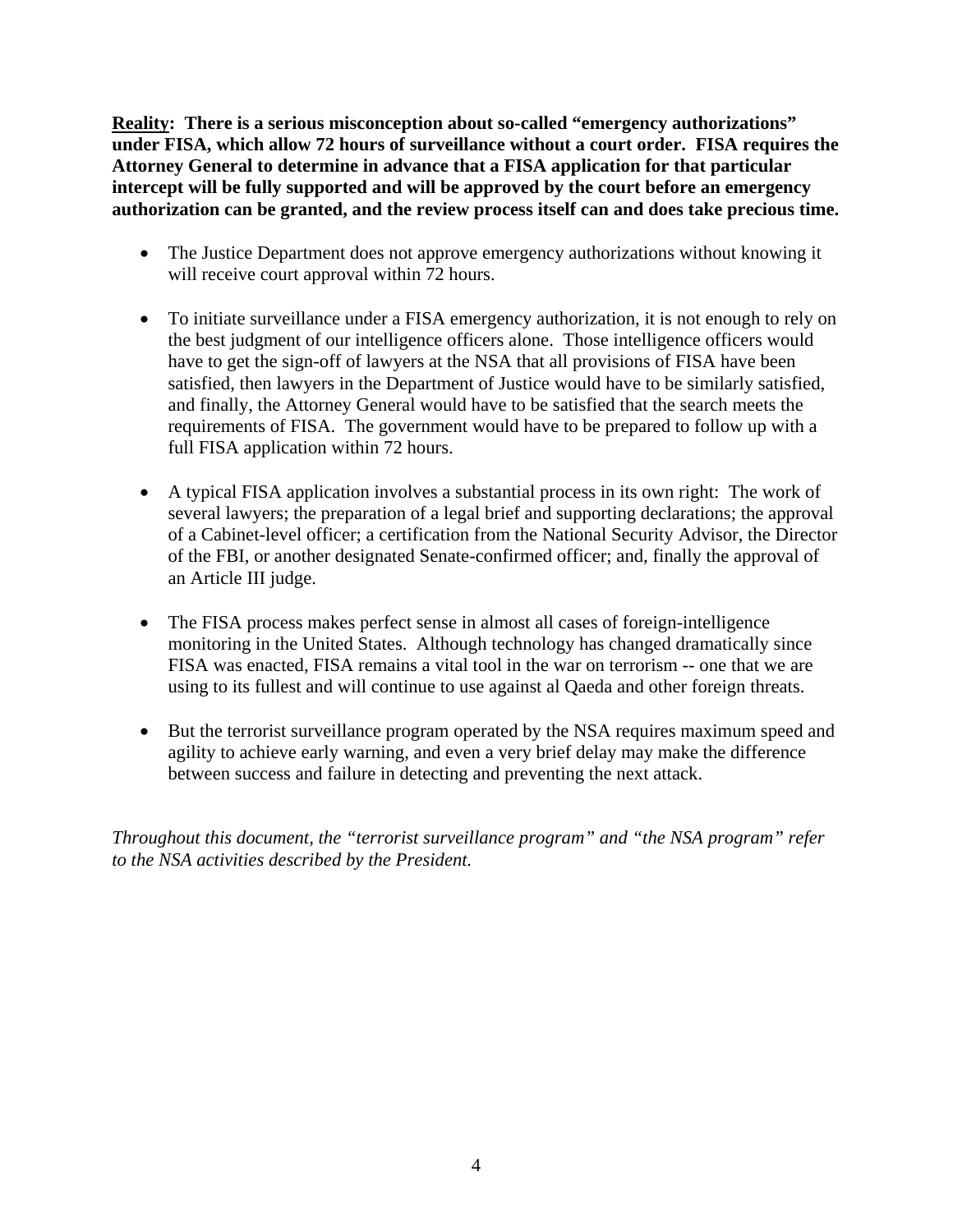<u>**Reality**</u>**: There is a serious misconception about so-called "emergency authorizations" under FISA, which allow 72 hours of surveillance without a court order. FISA requires the Attorney General to determine in advance that a FISA application for that particular intercept will be fully supported and will be approved by the court before an emergency authorization can be granted, and the review process itself can and does take precious time.**

- The Justice Department does not approve emergency authorizations without knowing it will receive court approval within 72 hours.

- To initiate surveillance under a FISA emergency authorization, it is not enough to rely on the best judgment of our intelligence officers alone. Those intelligence officers would have to get the sign-off of lawyers at the NSA that all provisions of FISA have been satisfied, then lawyers in the Department of Justice would have to be similarly satisfied, and finally, the Attorney General would have to be satisfied that the search meets the requirements of FISA. The government would have to be prepared to follow up with a full FISA application within 72 hours.

- A typical FISA application involves a substantial process in its own right: The work of several lawyers; the preparation of a legal brief and supporting declarations; the approval of a Cabinet-level officer; a certification from the National Security Advisor, the Director of the FBI, or another designated Senate-confirmed officer; and, finally the approval of an Article III judge.

- The FISA process makes perfect sense in almost all cases of foreign-intelligence monitoring in the United States. Although technology has changed dramatically since FISA was enacted, FISA remains a vital tool in the war on terrorism -- one that we are using to its fullest and will continue to use against al Qaeda and other foreign threats.

- But the terrorist surveillance program operated by the NSA requires maximum speed and agility to achieve early warning, and even a very brief delay may make the difference between success and failure in detecting and preventing the next attack.

*Throughout this document, the "terrorist surveillance program" and "the NSA program" refer to the NSA activities described by the President.*